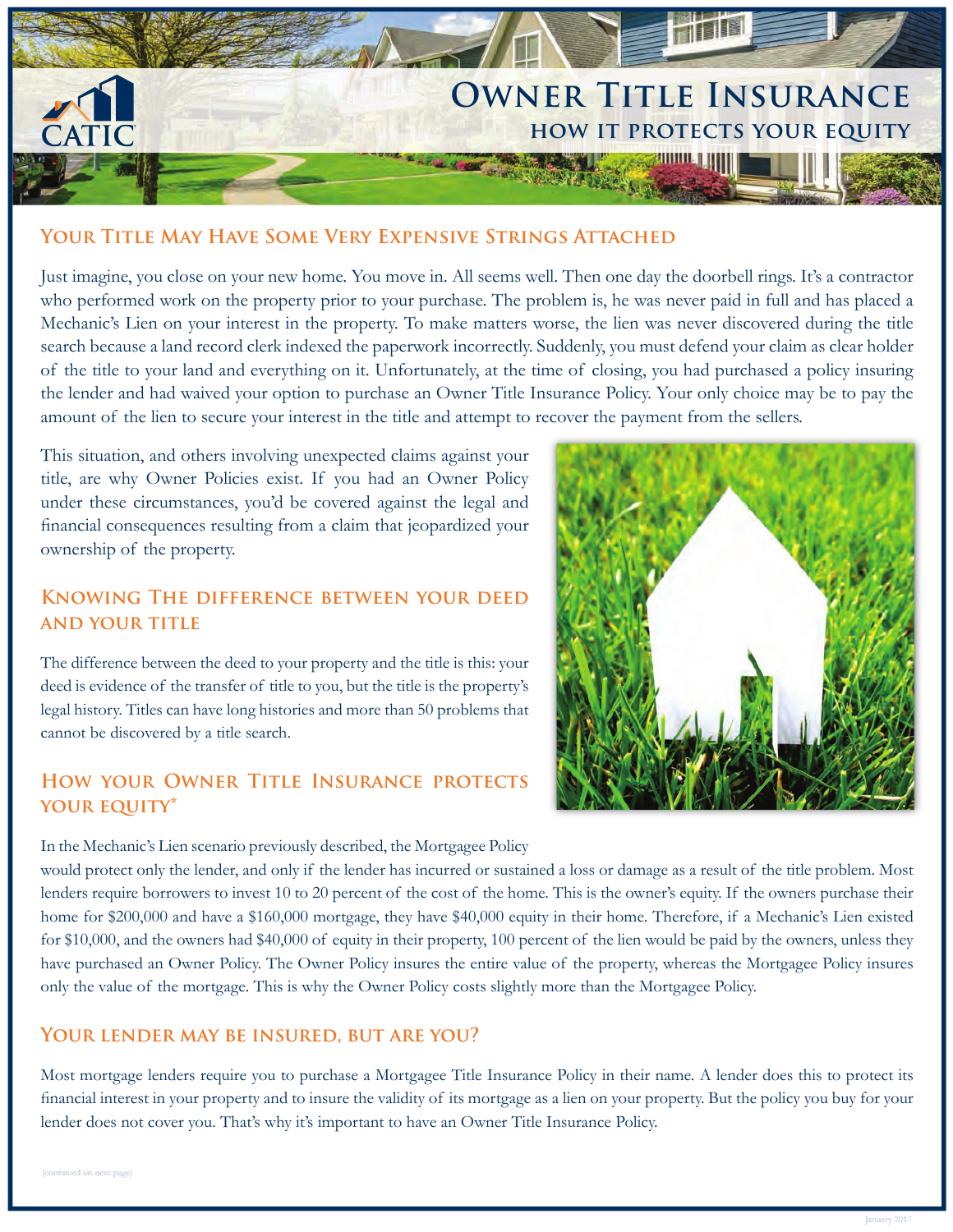# Owner Title Insurance

## How it protects your equity

### Your Title May Have Some Very Expensive Strings Attached

Just imagine, you close on your new home. You move in. All seems well. Then one day the doorbell rings. It's a contractor who performed work on the property prior to your purchase. The problem is, he was never paid in full and has placed a Mechanic's Lien on your interest in the property. To make matters worse, the lien was never discovered during the title search because a land record clerk indexed the paperwork incorrectly. Suddenly, you must defend your claim as clear holder of the title to your land and everything on it. Unfortunately, at the time of closing, you had purchased a policy insuring the lender and had waived your option to purchase an Owner Title Insurance Policy. Your only choice may be to pay the amount of the lien to secure your interest in the title and attempt to recover the payment from the sellers.

This situation, and others involving unexpected claims against your title, are why Owner Policies exist. If you had an Owner Policy under these circumstances, you'd be covered against the legal and financial consequences resulting from a claim that jeopardized your ownership of the property.

### Knowing The difference between your deed and your title

The difference between the deed to your property and the title is this: your deed is evidence of the transfer of title to you, but the title is the property's legal history. Titles can have long histories and more than 50 problems that cannot be discovered by a title search.

### How your Owner Title Insurance protects your equity*

In the Mechanic's Lien scenario previously described, the Mortgagee Policy would protect only the lender, and only if the lender has incurred or sustained a loss or damage as a result of the title problem. Most lenders require borrowers to invest 10 to 20 percent of the cost of the home. This is the owner's equity. If the owners purchase their home for $200,000 and have a $160,000 mortgage, they have $40,000 equity in their home. Therefore, if a Mechanic's Lien existed for $10,000, and the owners had $40,000 of equity in their property, 100 percent of the lien would be paid by the owners, unless they have purchased an Owner Policy. The Owner Policy insures the entire value of the property, whereas the Mortgagee Policy insures only the value of the mortgage. This is why the Owner Policy costs slightly more than the Mortgagee Policy.

### Your lender may be insured, but are you?

Most mortgage lenders require you to purchase a Mortgagee Title Insurance Policy in their name. A lender does this to protect its financial interest in your property and to insure the validity of its mortgage as a lien on your property. But the policy you buy for your lender does not cover you. That's why it's important to have an Owner Title Insurance Policy.

(continued on next page)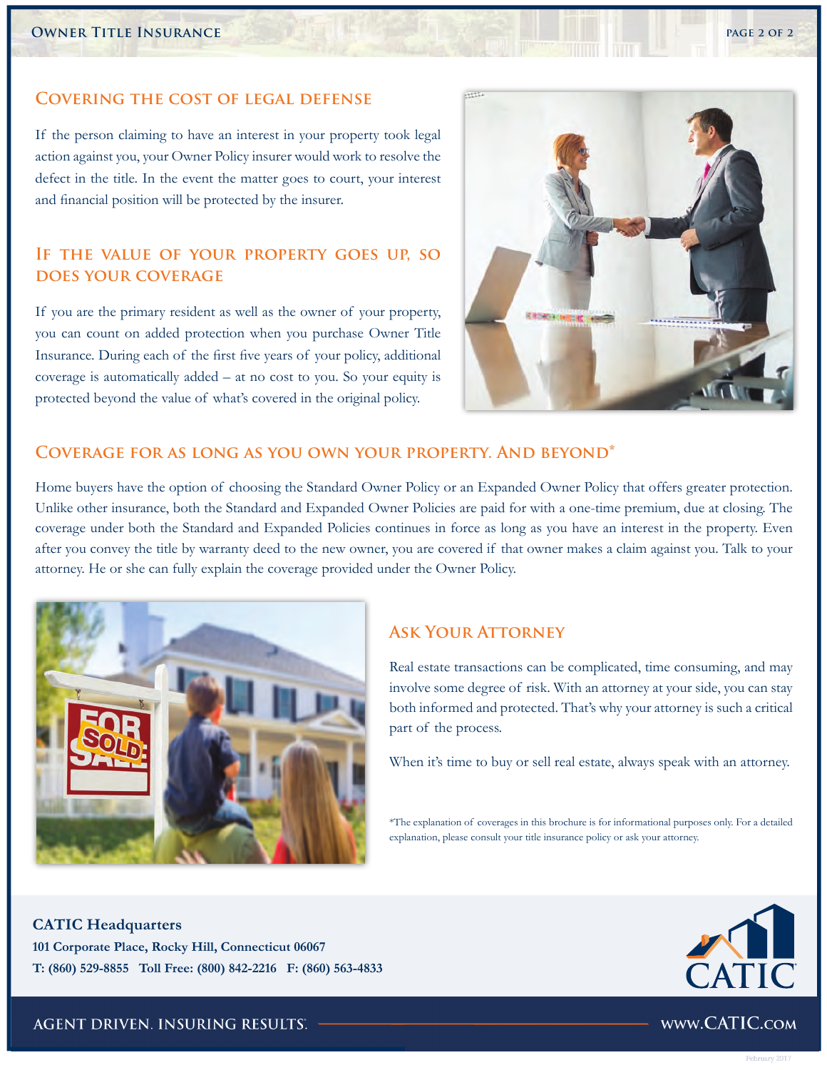## Covering the cost of legal defense

If the person claiming to have an interest in your property took legal action against you, your Owner Policy insurer would work to resolve the defect in the title. In the event the matter goes to court, your interest and financial position will be protected by the insurer.

## If the value of your property goes up, so does your coverage

If you are the primary resident as well as the owner of your property, you can count on added protection when you purchase Owner Title Insurance. During each of the first five years of your policy, additional coverage is automatically added – at no cost to you. So your equity is protected beyond the value of what's covered in the original policy.

## Coverage for as long as you own your property. And beyond*

Home buyers have the option of choosing the Standard Owner Policy or an Expanded Owner Policy that offers greater protection. Unlike other insurance, both the Standard and Expanded Owner Policies are paid for with a one-time premium, due at closing. The coverage under both the Standard and Expanded Policies continues in force as long as you have an interest in the property. Even after you convey the title by warranty deed to the new owner, you are covered if that owner makes a claim against you. Talk to your attorney. He or she can fully explain the coverage provided under the Owner Policy.

## Ask Your Attorney

Real estate transactions can be complicated, time consuming, and may involve some degree of risk. With an attorney at your side, you can stay both informed and protected. That's why your attorney is such a critical part of the process.

When it's time to buy or sell real estate, always speak with an attorney.

*The explanation of coverages in this brochure is for informational purposes only. For a detailed explanation, please consult your title insurance policy or ask your attorney.

**CATIC Headquarters**
**101 Corporate Place, Rocky Hill, Connecticut 06067**
**T: (860) 529-8855 Toll Free: (800) 842-2216 F: (860) 563-4833**

CATIC

AGENT DRIVEN. INSURING RESULTS.

www.CATIC.com

February 2017